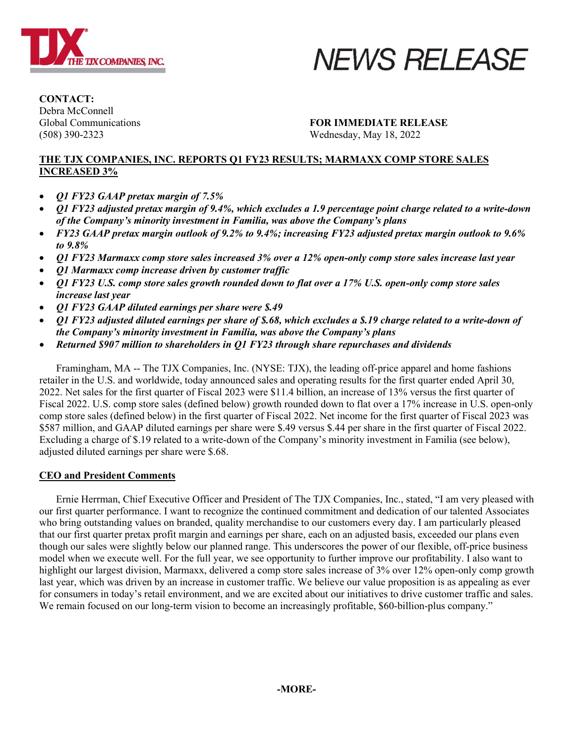THE TJX COMPANIES, INC.

# NEWS RELEASE

**CONTACT:**
Debra McConnell
Global Communications
(508) 390-2323

**FOR IMMEDIATE RELEASE**
Wednesday, May 18, 2022

## THE TJX COMPANIES, INC. REPORTS Q1 FY23 RESULTS; MARMAXX COMP STORE SALES INCREASED 3%

- ***Q1 FY23 GAAP pretax margin of 7.5%***
- ***Q1 FY23 adjusted pretax margin of 9.4%, which excludes a 1.9 percentage point charge related to a write-down of the Company's minority investment in Familia, was above the Company's plans***
- ***FY23 GAAP pretax margin outlook of 9.2% to 9.4%; increasing FY23 adjusted pretax margin outlook to 9.6% to 9.8%***
- ***Q1 FY23 Marmaxx comp store sales increased 3% over a 12% open-only comp store sales increase last year***
- ***Q1 Marmaxx comp increase driven by customer traffic***
- ***Q1 FY23 U.S. comp store sales growth rounded down to flat over a 17% U.S. open-only comp store sales increase last year***
- ***Q1 FY23 GAAP diluted earnings per share were $.49***
- ***Q1 FY23 adjusted diluted earnings per share of $.68, which excludes a $.19 charge related to a write-down of the Company's minority investment in Familia, was above the Company's plans***
- ***Returned $907 million to shareholders in Q1 FY23 through share repurchases and dividends***

Framingham, MA -- The TJX Companies, Inc. (NYSE: TJX), the leading off-price apparel and home fashions retailer in the U.S. and worldwide, today announced sales and operating results for the first quarter ended April 30, 2022. Net sales for the first quarter of Fiscal 2023 were $11.4 billion, an increase of 13% versus the first quarter of Fiscal 2022. U.S. comp store sales (defined below) growth rounded down to flat over a 17% increase in U.S. open-only comp store sales (defined below) in the first quarter of Fiscal 2022. Net income for the first quarter of Fiscal 2023 was $587 million, and GAAP diluted earnings per share were $.49 versus $.44 per share in the first quarter of Fiscal 2022. Excluding a charge of $.19 related to a write-down of the Company's minority investment in Familia (see below), adjusted diluted earnings per share were $.68.

## CEO and President Comments

Ernie Herrman, Chief Executive Officer and President of The TJX Companies, Inc., stated, "I am very pleased with our first quarter performance. I want to recognize the continued commitment and dedication of our talented Associates who bring outstanding values on branded, quality merchandise to our customers every day. I am particularly pleased that our first quarter pretax profit margin and earnings per share, each on an adjusted basis, exceeded our plans even though our sales were slightly below our planned range. This underscores the power of our flexible, off-price business model when we execute well. For the full year, we see opportunity to further improve our profitability. I also want to highlight our largest division, Marmaxx, delivered a comp store sales increase of 3% over 12% open-only comp growth last year, which was driven by an increase in customer traffic. We believe our value proposition is as appealing as ever for consumers in today's retail environment, and we are excited about our initiatives to drive customer traffic and sales. We remain focused on our long-term vision to become an increasingly profitable, $60-billion-plus company."

**-MORE-**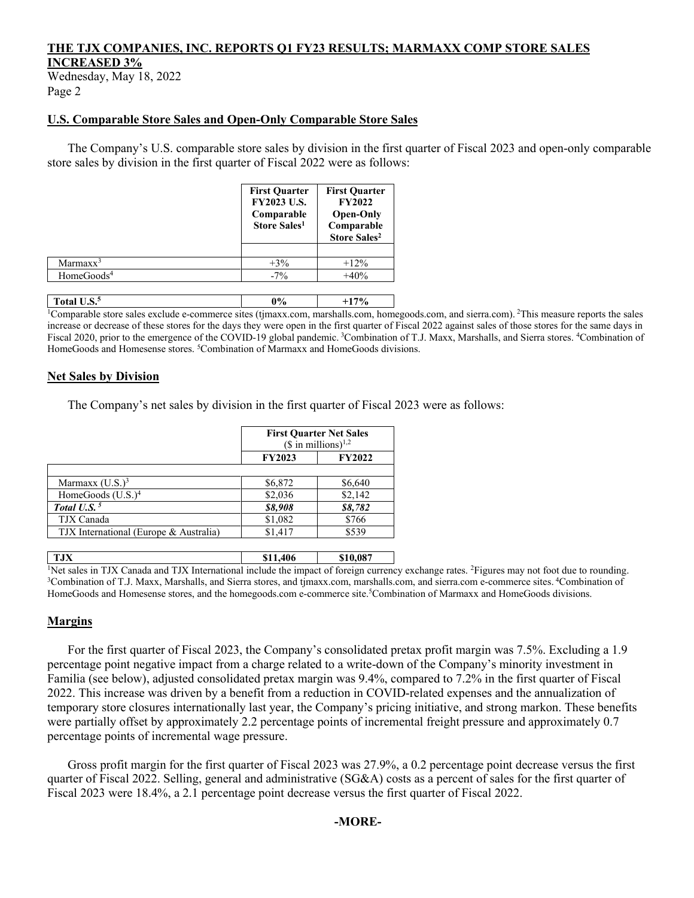## U.S. Comparable Store Sales and Open-Only Comparable Store Sales

The Company's U.S. comparable store sales by division in the first quarter of Fiscal 2023 and open-only comparable store sales by division in the first quarter of Fiscal 2022 were as follows:

| | First Quarter FY2023 U.S. Comparable Store Sales[1] | First Quarter FY2022 Open-Only Comparable Store Sales[2] |
|---|---|---|
| Marmaxx[3] | +3% | +12% |
| HomeGoods[4] | -7% | +40% |
| **Total U.S.[5]** | **0%** | **+17%** |

[1]Comparable store sales exclude e-commerce sites (tjmaxx.com, marshalls.com, homegoods.com, and sierra.com). [2]This measure reports the sales increase or decrease of these stores for the days they were open in the first quarter of Fiscal 2022 against sales of those stores for the same days in Fiscal 2020, prior to the emergence of the COVID-19 global pandemic. [3]Combination of T.J. Maxx, Marshalls, and Sierra stores. [4]Combination of HomeGoods and Homesense stores. [5]Combination of Marmaxx and HomeGoods divisions.

## Net Sales by Division

The Company's net sales by division in the first quarter of Fiscal 2023 were as follows:

| | First Quarter Net Sales ($ in millions)[1,2] | |
|---|---|---|
| | **FY2023** | **FY2022** |
| Marmaxx (U.S.)[3] | $6,872 | $6,640 |
| HomeGoods (U.S.)[4] | $2,036 | $2,142 |
| ***Total U.S.[5]*** | ***$8,908*** | ***$8,782*** |
| TJX Canada | $1,082 | $766 |
| TJX International (Europe & Australia) | $1,417 | $539 |
| **TJX** | **$11,406** | **$10,087** |

[1]Net sales in TJX Canada and TJX International include the impact of foreign currency exchange rates. [2]Figures may not foot due to rounding. [3]Combination of T.J. Maxx, Marshalls, and Sierra stores, and tjmaxx.com, marshalls.com, and sierra.com e-commerce sites. [4]Combination of HomeGoods and Homesense stores, and the homegoods.com e-commerce site. [5]Combination of Marmaxx and HomeGoods divisions.

## Margins

For the first quarter of Fiscal 2023, the Company's consolidated pretax profit margin was 7.5%. Excluding a 1.9 percentage point negative impact from a charge related to a write-down of the Company's minority investment in Familia (see below), adjusted consolidated pretax margin was 9.4%, compared to 7.2% in the first quarter of Fiscal 2022. This increase was driven by a benefit from a reduction in COVID-related expenses and the annualization of temporary store closures internationally last year, the Company's pricing initiative, and strong markon. These benefits were partially offset by approximately 2.2 percentage points of incremental freight pressure and approximately 0.7 percentage points of incremental wage pressure.

Gross profit margin for the first quarter of Fiscal 2023 was 27.9%, a 0.2 percentage point decrease versus the first quarter of Fiscal 2022. Selling, general and administrative (SG&A) costs as a percent of sales for the first quarter of Fiscal 2023 were 18.4%, a 2.1 percentage point decrease versus the first quarter of Fiscal 2022.

**-MORE-**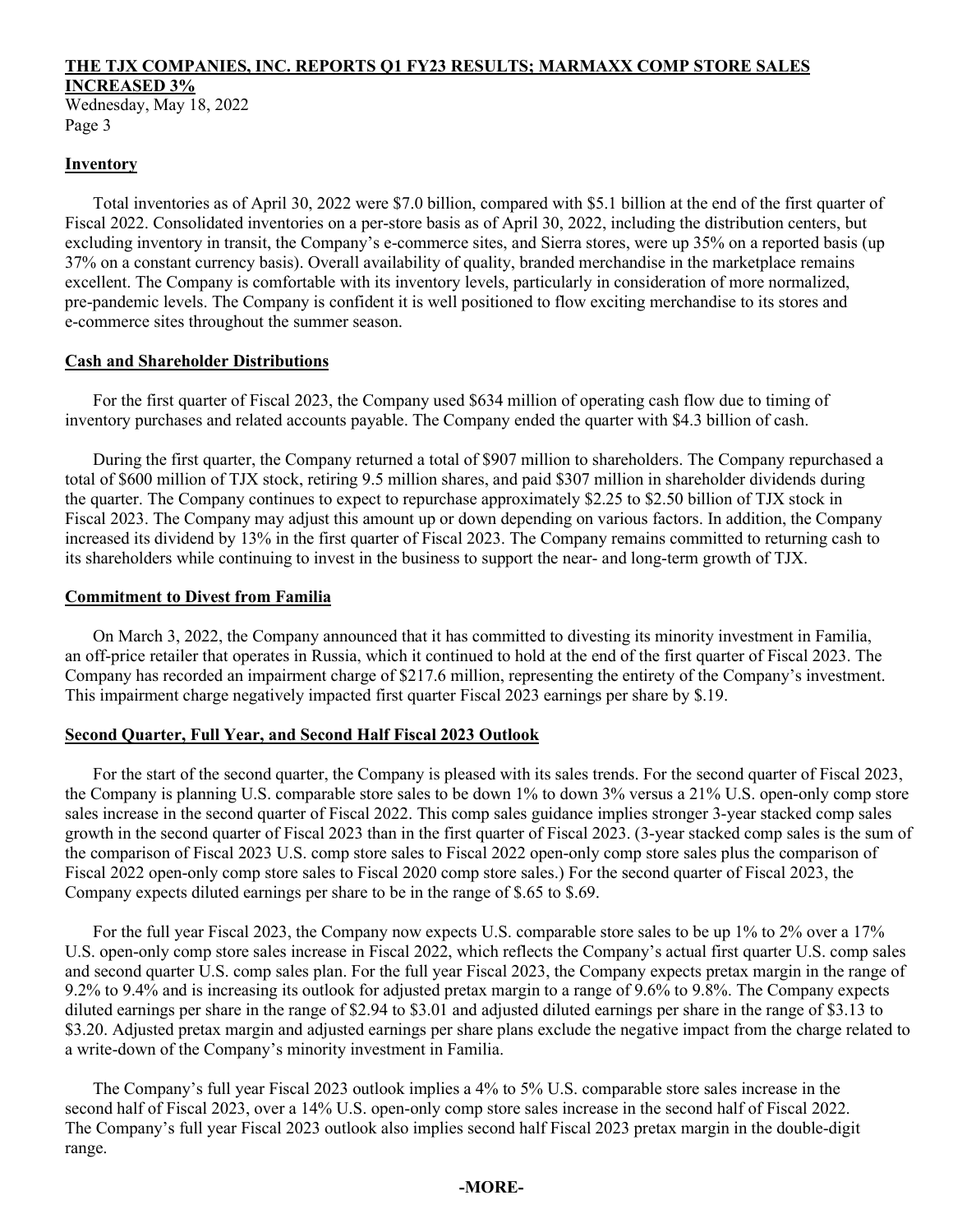## Inventory

Total inventories as of April 30, 2022 were $7.0 billion, compared with $5.1 billion at the end of the first quarter of Fiscal 2022. Consolidated inventories on a per-store basis as of April 30, 2022, including the distribution centers, but excluding inventory in transit, the Company's e-commerce sites, and Sierra stores, were up 35% on a reported basis (up 37% on a constant currency basis). Overall availability of quality, branded merchandise in the marketplace remains excellent. The Company is comfortable with its inventory levels, particularly in consideration of more normalized, pre-pandemic levels. The Company is confident it is well positioned to flow exciting merchandise to its stores and e-commerce sites throughout the summer season.

## Cash and Shareholder Distributions

For the first quarter of Fiscal 2023, the Company used $634 million of operating cash flow due to timing of inventory purchases and related accounts payable. The Company ended the quarter with $4.3 billion of cash.

During the first quarter, the Company returned a total of $907 million to shareholders. The Company repurchased a total of $600 million of TJX stock, retiring 9.5 million shares, and paid $307 million in shareholder dividends during the quarter. The Company continues to expect to repurchase approximately $2.25 to $2.50 billion of TJX stock in Fiscal 2023. The Company may adjust this amount up or down depending on various factors. In addition, the Company increased its dividend by 13% in the first quarter of Fiscal 2023. The Company remains committed to returning cash to its shareholders while continuing to invest in the business to support the near- and long-term growth of TJX.

## Commitment to Divest from Familia

On March 3, 2022, the Company announced that it has committed to divesting its minority investment in Familia, an off-price retailer that operates in Russia, which it continued to hold at the end of the first quarter of Fiscal 2023. The Company has recorded an impairment charge of $217.6 million, representing the entirety of the Company's investment. This impairment charge negatively impacted first quarter Fiscal 2023 earnings per share by $.19.

## Second Quarter, Full Year, and Second Half Fiscal 2023 Outlook

For the start of the second quarter, the Company is pleased with its sales trends. For the second quarter of Fiscal 2023, the Company is planning U.S. comparable store sales to be down 1% to down 3% versus a 21% U.S. open-only comp store sales increase in the second quarter of Fiscal 2022. This comp sales guidance implies stronger 3-year stacked comp sales growth in the second quarter of Fiscal 2023 than in the first quarter of Fiscal 2023. (3-year stacked comp sales is the sum of the comparison of Fiscal 2023 U.S. comp store sales to Fiscal 2022 open-only comp store sales plus the comparison of Fiscal 2022 open-only comp store sales to Fiscal 2020 comp store sales.) For the second quarter of Fiscal 2023, the Company expects diluted earnings per share to be in the range of $.65 to $.69.

For the full year Fiscal 2023, the Company now expects U.S. comparable store sales to be up 1% to 2% over a 17% U.S. open-only comp store sales increase in Fiscal 2022, which reflects the Company's actual first quarter U.S. comp sales and second quarter U.S. comp sales plan. For the full year Fiscal 2023, the Company expects pretax margin in the range of 9.2% to 9.4% and is increasing its outlook for adjusted pretax margin to a range of 9.6% to 9.8%. The Company expects diluted earnings per share in the range of $2.94 to $3.01 and adjusted diluted earnings per share in the range of $3.13 to $3.20. Adjusted pretax margin and adjusted earnings per share plans exclude the negative impact from the charge related to a write-down of the Company's minority investment in Familia.

The Company's full year Fiscal 2023 outlook implies a 4% to 5% U.S. comparable store sales increase in the second half of Fiscal 2023, over a 14% U.S. open-only comp store sales increase in the second half of Fiscal 2022. The Company's full year Fiscal 2023 outlook also implies second half Fiscal 2023 pretax margin in the double-digit range.

**-MORE-**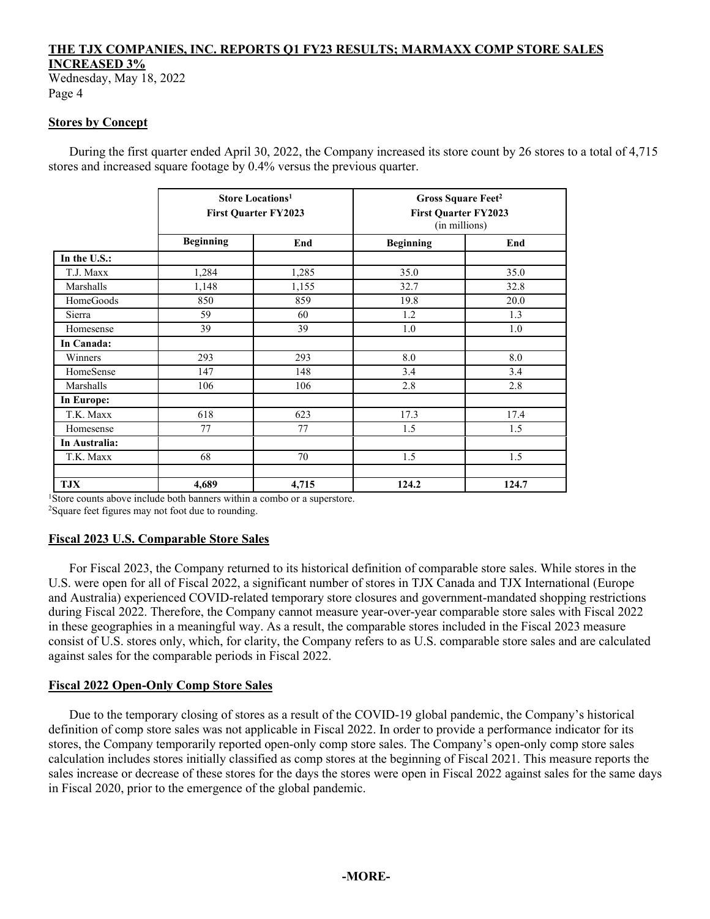## Stores by Concept

During the first quarter ended April 30, 2022, the Company increased its store count by 26 stores to a total of 4,715 stores and increased square footage by 0.4% versus the previous quarter.

| | Store Locations[1] First Quarter FY2023 | | Gross Square Feet[2] First Quarter FY2023 (in millions) | |
|---|---|---|---|---|
| | **Beginning** | **End** | **Beginning** | **End** |
| **In the U.S.:** | | | | |
| T.J. Maxx | 1,284 | 1,285 | 35.0 | 35.0 |
| Marshalls | 1,148 | 1,155 | 32.7 | 32.8 |
| HomeGoods | 850 | 859 | 19.8 | 20.0 |
| Sierra | 59 | 60 | 1.2 | 1.3 |
| Homesense | 39 | 39 | 1.0 | 1.0 |
| **In Canada:** | | | | |
| Winners | 293 | 293 | 8.0 | 8.0 |
| HomeSense | 147 | 148 | 3.4 | 3.4 |
| Marshalls | 106 | 106 | 2.8 | 2.8 |
| **In Europe:** | | | | |
| T.K. Maxx | 618 | 623 | 17.3 | 17.4 |
| Homesense | 77 | 77 | 1.5 | 1.5 |
| **In Australia:** | | | | |
| T.K. Maxx | 68 | 70 | 1.5 | 1.5 |
| | | | | |
| **TJX** | **4,689** | **4,715** | **124.2** | **124.7** |

[1]Store counts above include both banners within a combo or a superstore.
[2]Square feet figures may not foot due to rounding.

## Fiscal 2023 U.S. Comparable Store Sales

For Fiscal 2023, the Company returned to its historical definition of comparable store sales. While stores in the U.S. were open for all of Fiscal 2022, a significant number of stores in TJX Canada and TJX International (Europe and Australia) experienced COVID-related temporary store closures and government-mandated shopping restrictions during Fiscal 2022. Therefore, the Company cannot measure year-over-year comparable store sales with Fiscal 2022 in these geographies in a meaningful way. As a result, the comparable stores included in the Fiscal 2023 measure consist of U.S. stores only, which, for clarity, the Company refers to as U.S. comparable store sales and are calculated against sales for the comparable periods in Fiscal 2022.

## Fiscal 2022 Open-Only Comp Store Sales

Due to the temporary closing of stores as a result of the COVID-19 global pandemic, the Company's historical definition of comp store sales was not applicable in Fiscal 2022. In order to provide a performance indicator for its stores, the Company temporarily reported open-only comp store sales. The Company's open-only comp store sales calculation includes stores initially classified as comp stores at the beginning of Fiscal 2021. This measure reports the sales increase or decrease of these stores for the days the stores were open in Fiscal 2022 against sales for the same days in Fiscal 2020, prior to the emergence of the global pandemic.

**-MORE-**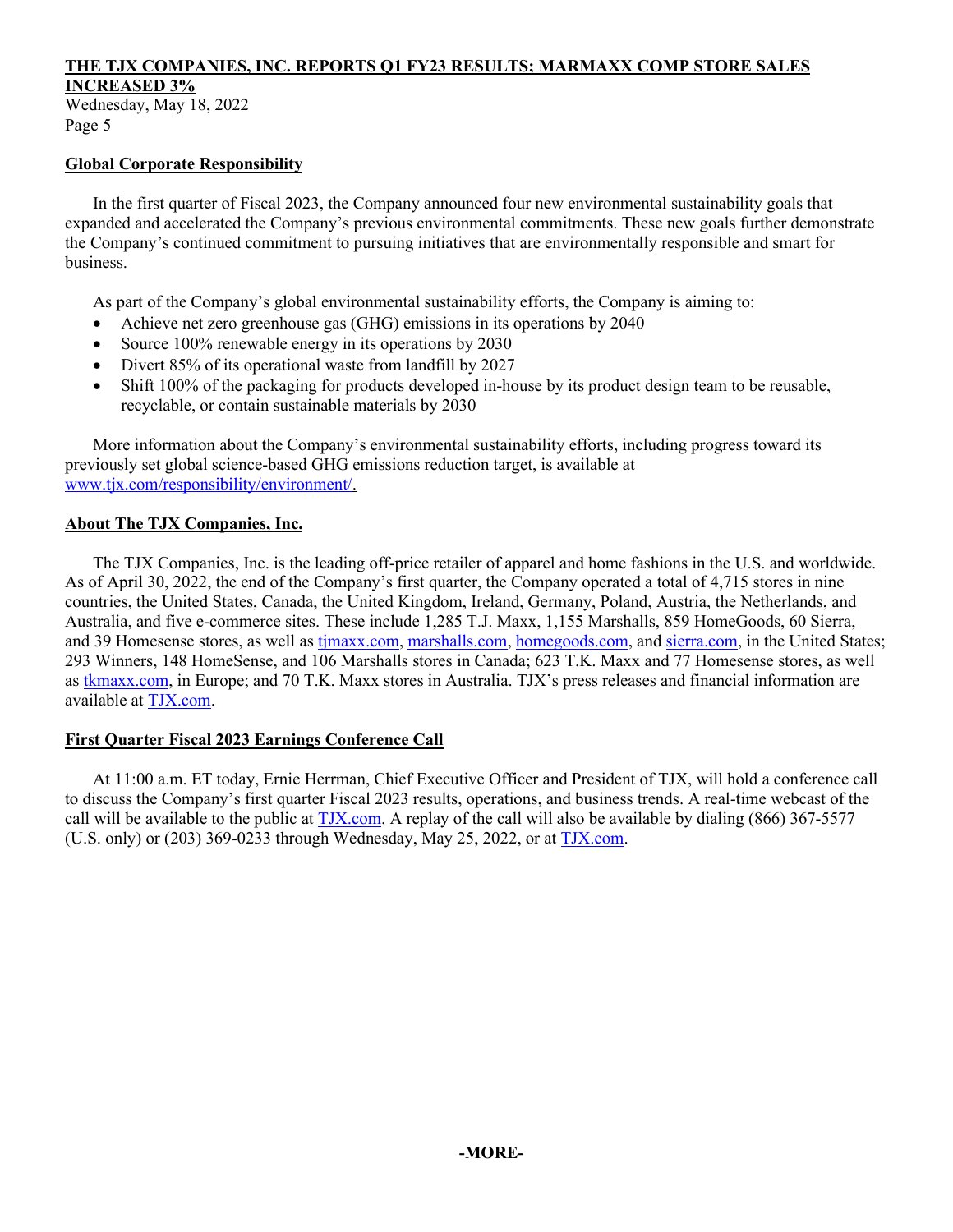## Global Corporate Responsibility

In the first quarter of Fiscal 2023, the Company announced four new environmental sustainability goals that expanded and accelerated the Company's previous environmental commitments. These new goals further demonstrate the Company's continued commitment to pursuing initiatives that are environmentally responsible and smart for business.

As part of the Company's global environmental sustainability efforts, the Company is aiming to:

- Achieve net zero greenhouse gas (GHG) emissions in its operations by 2040
- Source 100% renewable energy in its operations by 2030
- Divert 85% of its operational waste from landfill by 2027
- Shift 100% of the packaging for products developed in-house by its product design team to be reusable, recyclable, or contain sustainable materials by 2030

More information about the Company's environmental sustainability efforts, including progress toward its previously set global science-based GHG emissions reduction target, is available at www.tjx.com/responsibility/environment/.

## About The TJX Companies, Inc.

The TJX Companies, Inc. is the leading off-price retailer of apparel and home fashions in the U.S. and worldwide. As of April 30, 2022, the end of the Company's first quarter, the Company operated a total of 4,715 stores in nine countries, the United States, Canada, the United Kingdom, Ireland, Germany, Poland, Austria, the Netherlands, and Australia, and five e-commerce sites. These include 1,285 T.J. Maxx, 1,155 Marshalls, 859 HomeGoods, 60 Sierra, and 39 Homesense stores, as well as tjmaxx.com, marshalls.com, homegoods.com, and sierra.com, in the United States; 293 Winners, 148 HomeSense, and 106 Marshalls stores in Canada; 623 T.K. Maxx and 77 Homesense stores, as well as tkmaxx.com, in Europe; and 70 T.K. Maxx stores in Australia. TJX's press releases and financial information are available at TJX.com.

## First Quarter Fiscal 2023 Earnings Conference Call

At 11:00 a.m. ET today, Ernie Herrman, Chief Executive Officer and President of TJX, will hold a conference call to discuss the Company's first quarter Fiscal 2023 results, operations, and business trends. A real-time webcast of the call will be available to the public at TJX.com. A replay of the call will also be available by dialing (866) 367-5577 (U.S. only) or (203) 369-0233 through Wednesday, May 25, 2022, or at TJX.com.

**-MORE-**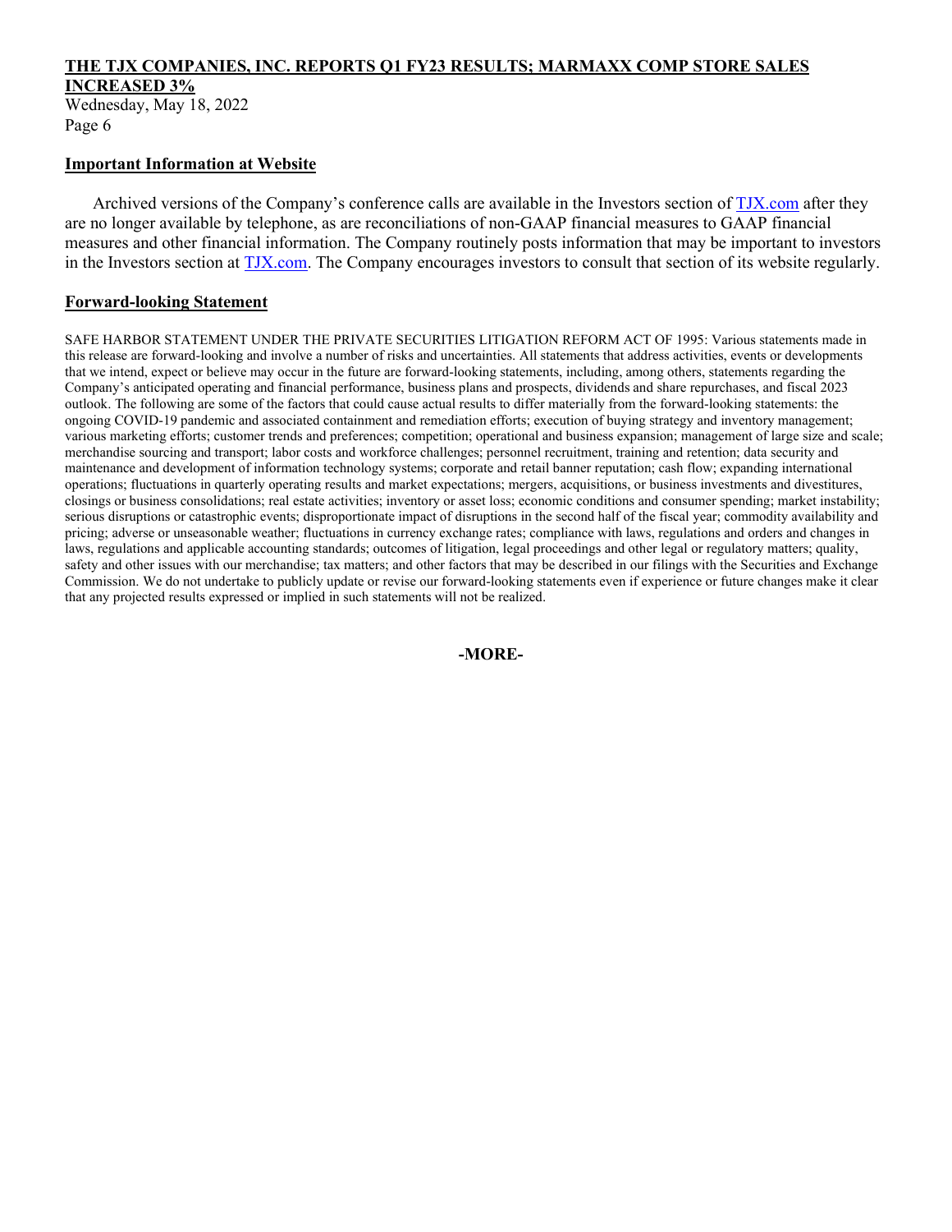## Important Information at Website

Archived versions of the Company's conference calls are available in the Investors section of [TJX.com](http://TJX.com) after they are no longer available by telephone, as are reconciliations of non-GAAP financial measures to GAAP financial measures and other financial information. The Company routinely posts information that may be important to investors in the Investors section at [TJX.com](http://TJX.com). The Company encourages investors to consult that section of its website regularly.

## Forward-looking Statement

SAFE HARBOR STATEMENT UNDER THE PRIVATE SECURITIES LITIGATION REFORM ACT OF 1995: Various statements made in this release are forward-looking and involve a number of risks and uncertainties. All statements that address activities, events or developments that we intend, expect or believe may occur in the future are forward-looking statements, including, among others, statements regarding the Company's anticipated operating and financial performance, business plans and prospects, dividends and share repurchases, and fiscal 2023 outlook. The following are some of the factors that could cause actual results to differ materially from the forward-looking statements: the ongoing COVID-19 pandemic and associated containment and remediation efforts; execution of buying strategy and inventory management; various marketing efforts; customer trends and preferences; competition; operational and business expansion; management of large size and scale; merchandise sourcing and transport; labor costs and workforce challenges; personnel recruitment, training and retention; data security and maintenance and development of information technology systems; corporate and retail banner reputation; cash flow; expanding international operations; fluctuations in quarterly operating results and market expectations; mergers, acquisitions, or business investments and divestitures, closings or business consolidations; real estate activities; inventory or asset loss; economic conditions and consumer spending; market instability; serious disruptions or catastrophic events; disproportionate impact of disruptions in the second half of the fiscal year; commodity availability and pricing; adverse or unseasonable weather; fluctuations in currency exchange rates; compliance with laws, regulations and orders and changes in laws, regulations and applicable accounting standards; outcomes of litigation, legal proceedings and other legal or regulatory matters; quality, safety and other issues with our merchandise; tax matters; and other factors that may be described in our filings with the Securities and Exchange Commission. We do not undertake to publicly update or revise our forward-looking statements even if experience or future changes make it clear that any projected results expressed or implied in such statements will not be realized.

**-MORE-**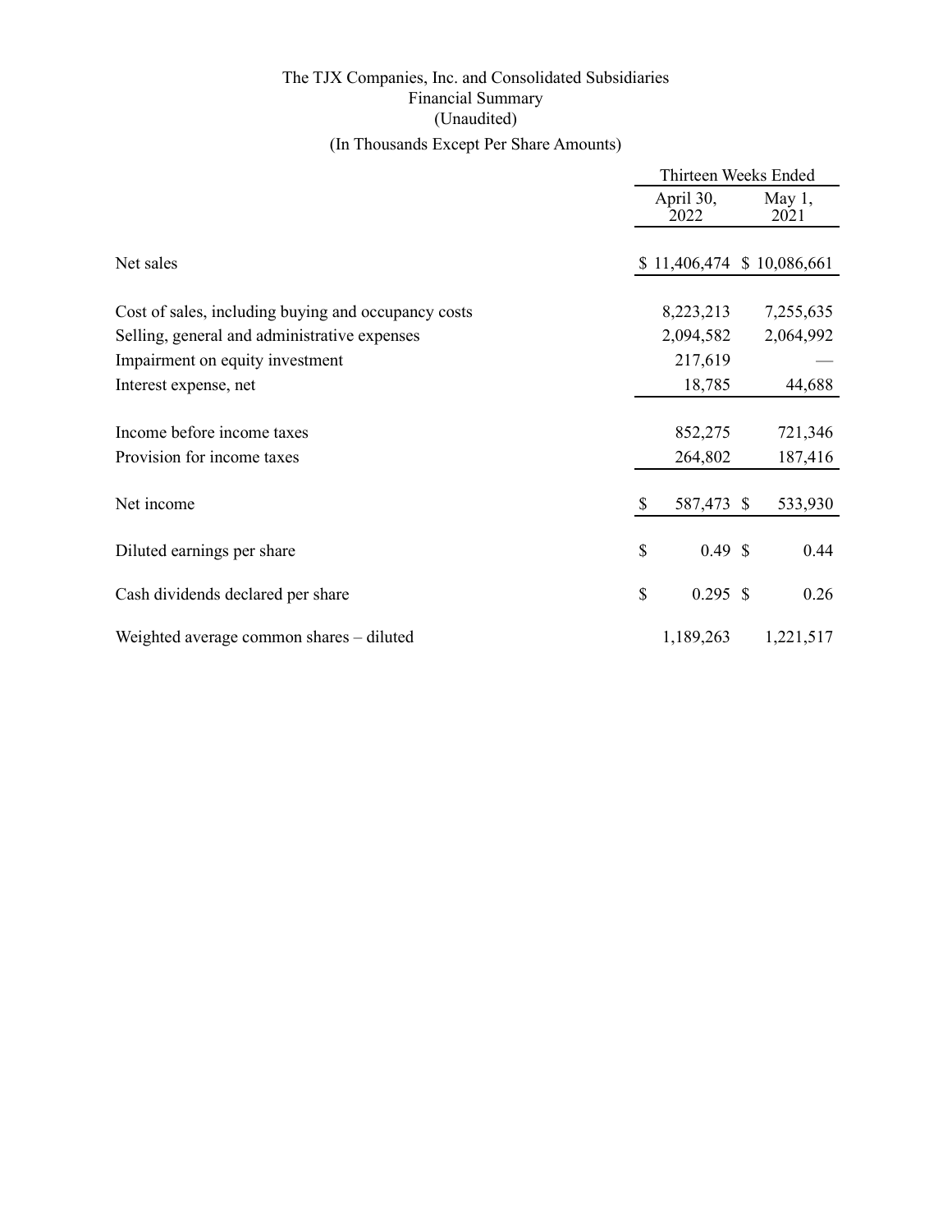# The TJX Companies, Inc. and Consolidated Subsidiaries
## Financial Summary
### (Unaudited)
### (In Thousands Except Per Share Amounts)

| | Thirteen Weeks Ended | |
|---|---|---|
| | April 30, 2022 | May 1, 2021 |
| Net sales | $ 11,406,474 | $ 10,086,661 |
| Cost of sales, including buying and occupancy costs | 8,223,213 | 7,255,635 |
| Selling, general and administrative expenses | 2,094,582 | 2,064,992 |
| Impairment on equity investment | 217,619 | — |
| Interest expense, net | 18,785 | 44,688 |
| Income before income taxes | 852,275 | 721,346 |
| Provision for income taxes | 264,802 | 187,416 |
| Net income | $ 587,473 | $ 533,930 |
| Diluted earnings per share | $ 0.49 | $ 0.44 |
| Cash dividends declared per share | $ 0.295 | $ 0.26 |
| Weighted average common shares – diluted | 1,189,263 | 1,221,517 |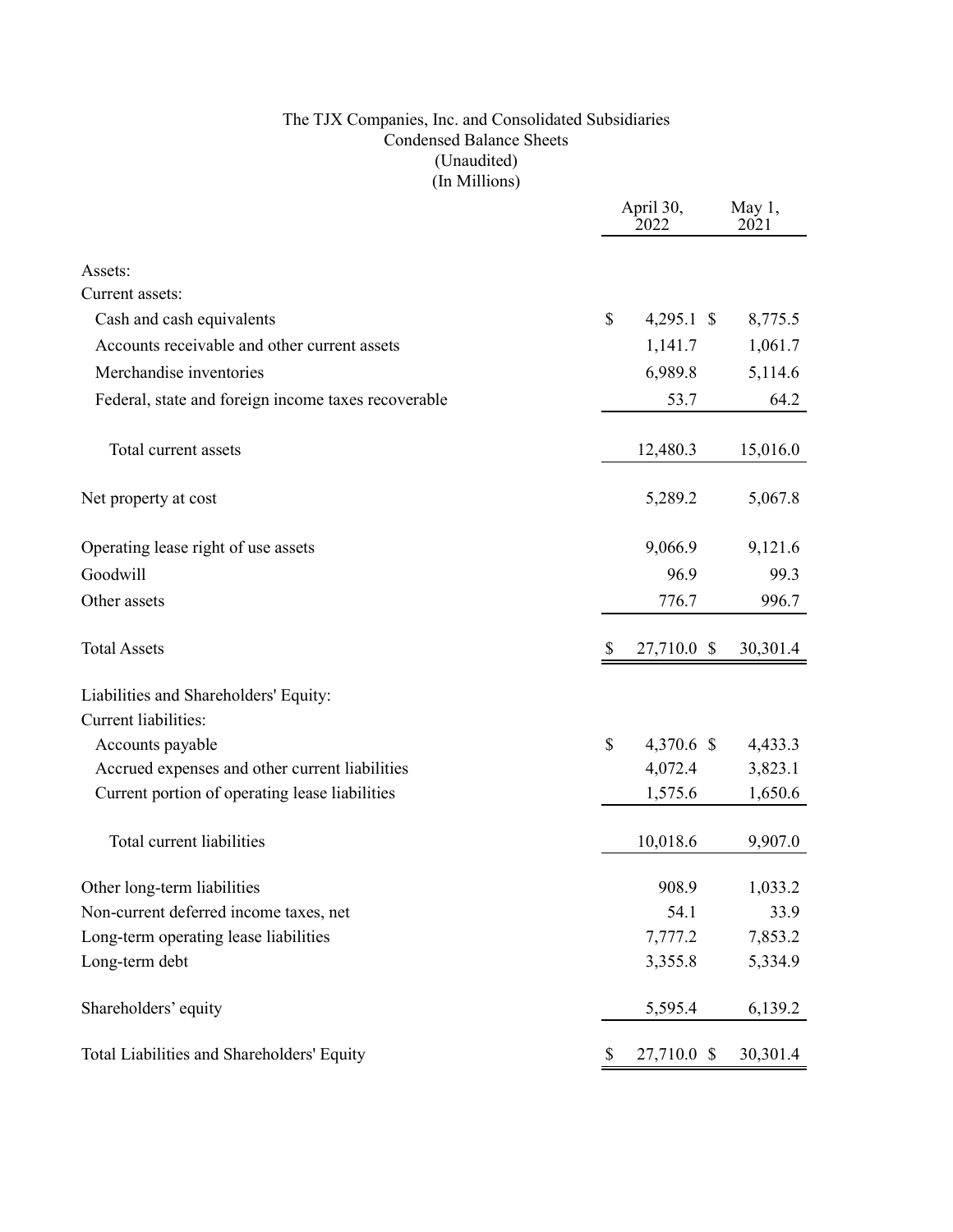The TJX Companies, Inc. and Consolidated Subsidiaries
Condensed Balance Sheets
(Unaudited)
(In Millions)

| | April 30, 2022 | May 1, 2021 |
|---|---|---|
| Assets: | | |
| Current assets: | | |
| Cash and cash equivalents | $ 4,295.1 | $ 8,775.5 |
| Accounts receivable and other current assets | 1,141.7 | 1,061.7 |
| Merchandise inventories | 6,989.8 | 5,114.6 |
| Federal, state and foreign income taxes recoverable | 53.7 | 64.2 |
| Total current assets | 12,480.3 | 15,016.0 |
| Net property at cost | 5,289.2 | 5,067.8 |
| Operating lease right of use assets | 9,066.9 | 9,121.6 |
| Goodwill | 96.9 | 99.3 |
| Other assets | 776.7 | 996.7 |
| Total Assets | $ 27,710.0 | $ 30,301.4 |
| Liabilities and Shareholders' Equity: | | |
| Current liabilities: | | |
| Accounts payable | $ 4,370.6 | $ 4,433.3 |
| Accrued expenses and other current liabilities | 4,072.4 | 3,823.1 |
| Current portion of operating lease liabilities | 1,575.6 | 1,650.6 |
| Total current liabilities | 10,018.6 | 9,907.0 |
| Other long-term liabilities | 908.9 | 1,033.2 |
| Non-current deferred income taxes, net | 54.1 | 33.9 |
| Long-term operating lease liabilities | 7,777.2 | 7,853.2 |
| Long-term debt | 3,355.8 | 5,334.9 |
| Shareholders' equity | 5,595.4 | 6,139.2 |
| Total Liabilities and Shareholders' Equity | $ 27,710.0 | $ 30,301.4 |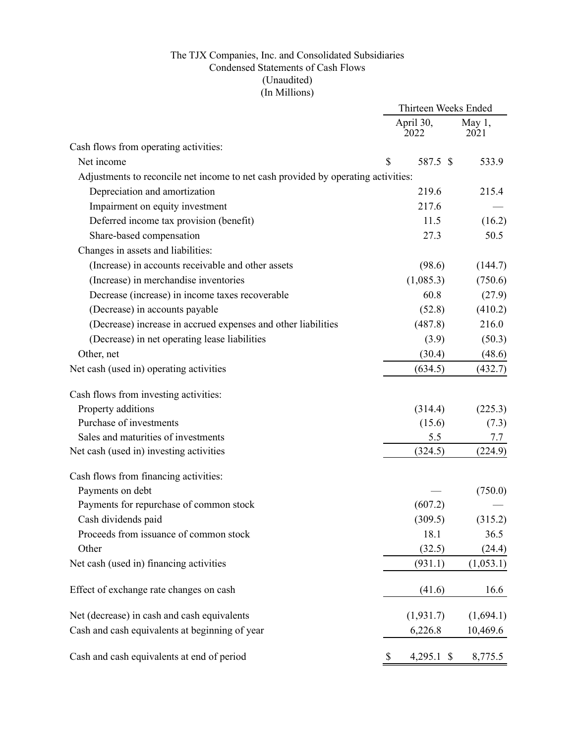The TJX Companies, Inc. and Consolidated Subsidiaries
Condensed Statements of Cash Flows
(Unaudited)
(In Millions)

| | Thirteen Weeks Ended | |
|---|---|---|
| | April 30, 2022 | May 1, 2021 |
| Cash flows from operating activities: | | |
| Net income | $ 587.5 | $ 533.9 |
| Adjustments to reconcile net income to net cash provided by operating activities: | | |
| Depreciation and amortization | 219.6 | 215.4 |
| Impairment on equity investment | 217.6 | — |
| Deferred income tax provision (benefit) | 11.5 | (16.2) |
| Share-based compensation | 27.3 | 50.5 |
| Changes in assets and liabilities: | | |
| (Increase) in accounts receivable and other assets | (98.6) | (144.7) |
| (Increase) in merchandise inventories | (1,085.3) | (750.6) |
| Decrease (increase) in income taxes recoverable | 60.8 | (27.9) |
| (Decrease) in accounts payable | (52.8) | (410.2) |
| (Decrease) increase in accrued expenses and other liabilities | (487.8) | 216.0 |
| (Decrease) in net operating lease liabilities | (3.9) | (50.3) |
| Other, net | (30.4) | (48.6) |
| Net cash (used in) operating activities | (634.5) | (432.7) |
| Cash flows from investing activities: | | |
| Property additions | (314.4) | (225.3) |
| Purchase of investments | (15.6) | (7.3) |
| Sales and maturities of investments | 5.5 | 7.7 |
| Net cash (used in) investing activities | (324.5) | (224.9) |
| Cash flows from financing activities: | | |
| Payments on debt | — | (750.0) |
| Payments for repurchase of common stock | (607.2) | — |
| Cash dividends paid | (309.5) | (315.2) |
| Proceeds from issuance of common stock | 18.1 | 36.5 |
| Other | (32.5) | (24.4) |
| Net cash (used in) financing activities | (931.1) | (1,053.1) |
| Effect of exchange rate changes on cash | (41.6) | 16.6 |
| Net (decrease) in cash and cash equivalents | (1,931.7) | (1,694.1) |
| Cash and cash equivalents at beginning of year | 6,226.8 | 10,469.6 |
| Cash and cash equivalents at end of period | $ 4,295.1 | $ 8,775.5 |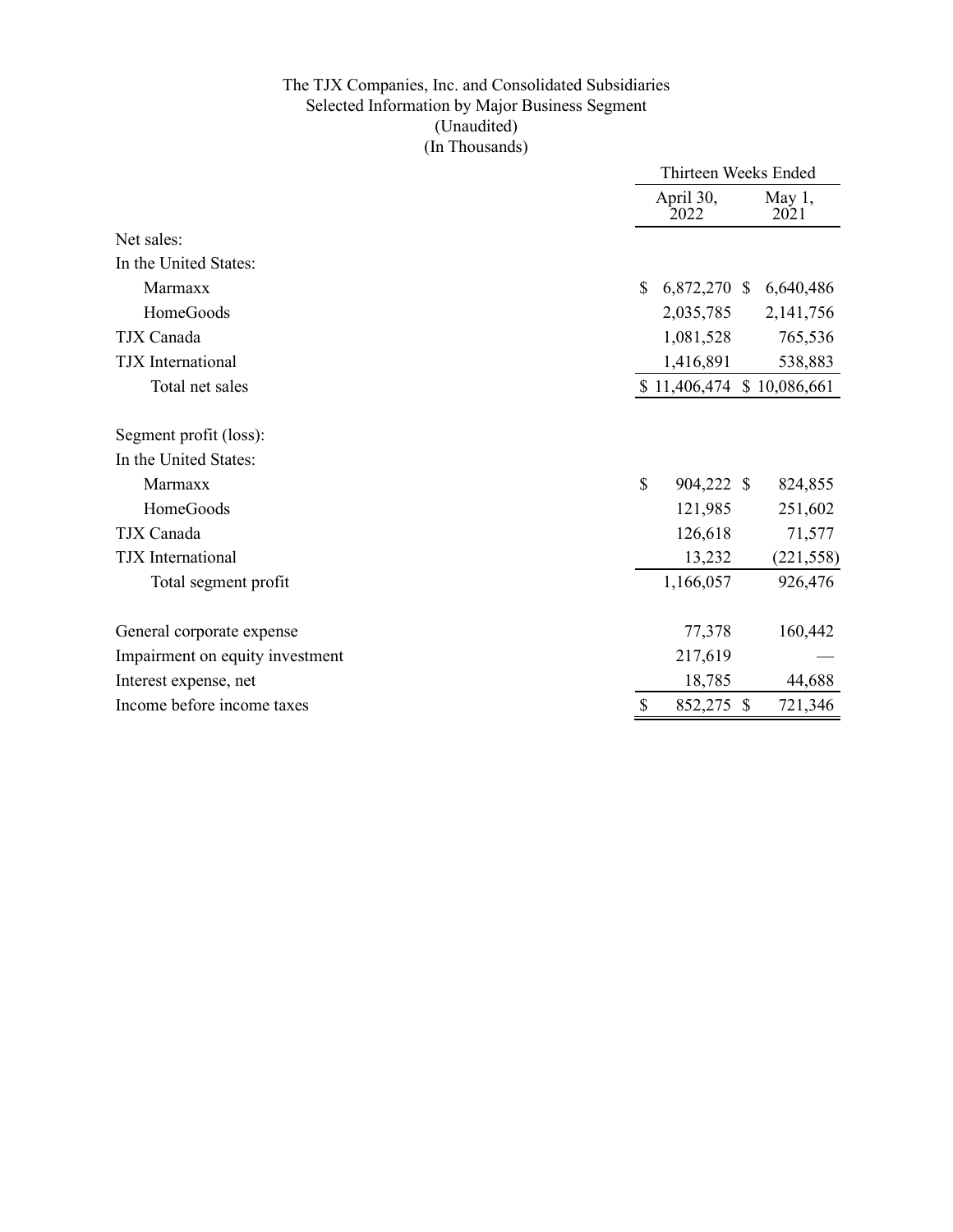The TJX Companies, Inc. and Consolidated Subsidiaries
Selected Information by Major Business Segment
(Unaudited)
(In Thousands)

| | Thirteen Weeks Ended | |
|---|---|---|
| | April 30, 2022 | May 1, 2021 |
| Net sales: | | |
| In the United States: | | |
| Marmaxx | $ 6,872,270 | $ 6,640,486 |
| HomeGoods | 2,035,785 | 2,141,756 |
| TJX Canada | 1,081,528 | 765,536 |
| TJX International | 1,416,891 | 538,883 |
| Total net sales | $ 11,406,474 | $ 10,086,661 |
| | | |
| Segment profit (loss): | | |
| In the United States: | | |
| Marmaxx | $ 904,222 | $ 824,855 |
| HomeGoods | 121,985 | 251,602 |
| TJX Canada | 126,618 | 71,577 |
| TJX International | 13,232 | (221,558) |
| Total segment profit | 1,166,057 | 926,476 |
| | | |
| General corporate expense | 77,378 | 160,442 |
| Impairment on equity investment | 217,619 | — |
| Interest expense, net | 18,785 | 44,688 |
| Income before income taxes | $ 852,275 | $ 721,346 |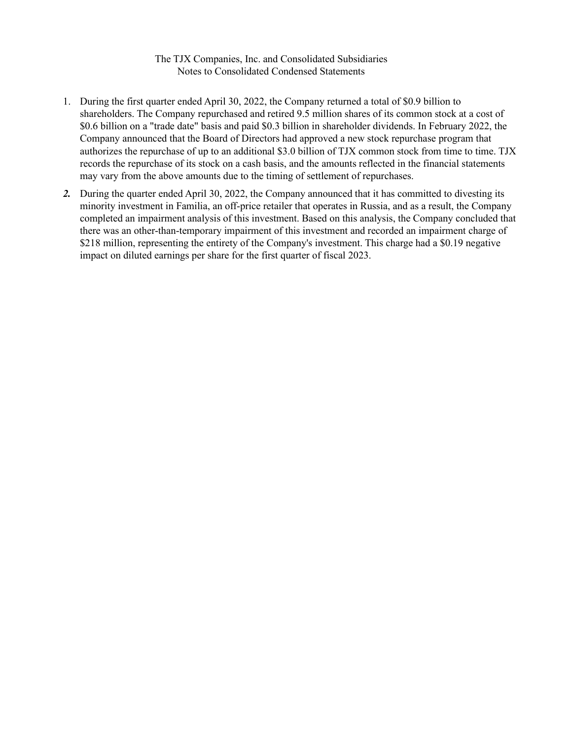The TJX Companies, Inc. and Consolidated Subsidiaries
Notes to Consolidated Condensed Statements

1. During the first quarter ended April 30, 2022, the Company returned a total of $0.9 billion to shareholders. The Company repurchased and retired 9.5 million shares of its common stock at a cost of $0.6 billion on a "trade date" basis and paid $0.3 billion in shareholder dividends. In February 2022, the Company announced that the Board of Directors had approved a new stock repurchase program that authorizes the repurchase of up to an additional $3.0 billion of TJX common stock from time to time. TJX records the repurchase of its stock on a cash basis, and the amounts reflected in the financial statements may vary from the above amounts due to the timing of settlement of repurchases.
2. During the quarter ended April 30, 2022, the Company announced that it has committed to divesting its minority investment in Familia, an off-price retailer that operates in Russia, and as a result, the Company completed an impairment analysis of this investment. Based on this analysis, the Company concluded that there was an other-than-temporary impairment of this investment and recorded an impairment charge of $218 million, representing the entirety of the Company's investment. This charge had a $0.19 negative impact on diluted earnings per share for the first quarter of fiscal 2023.